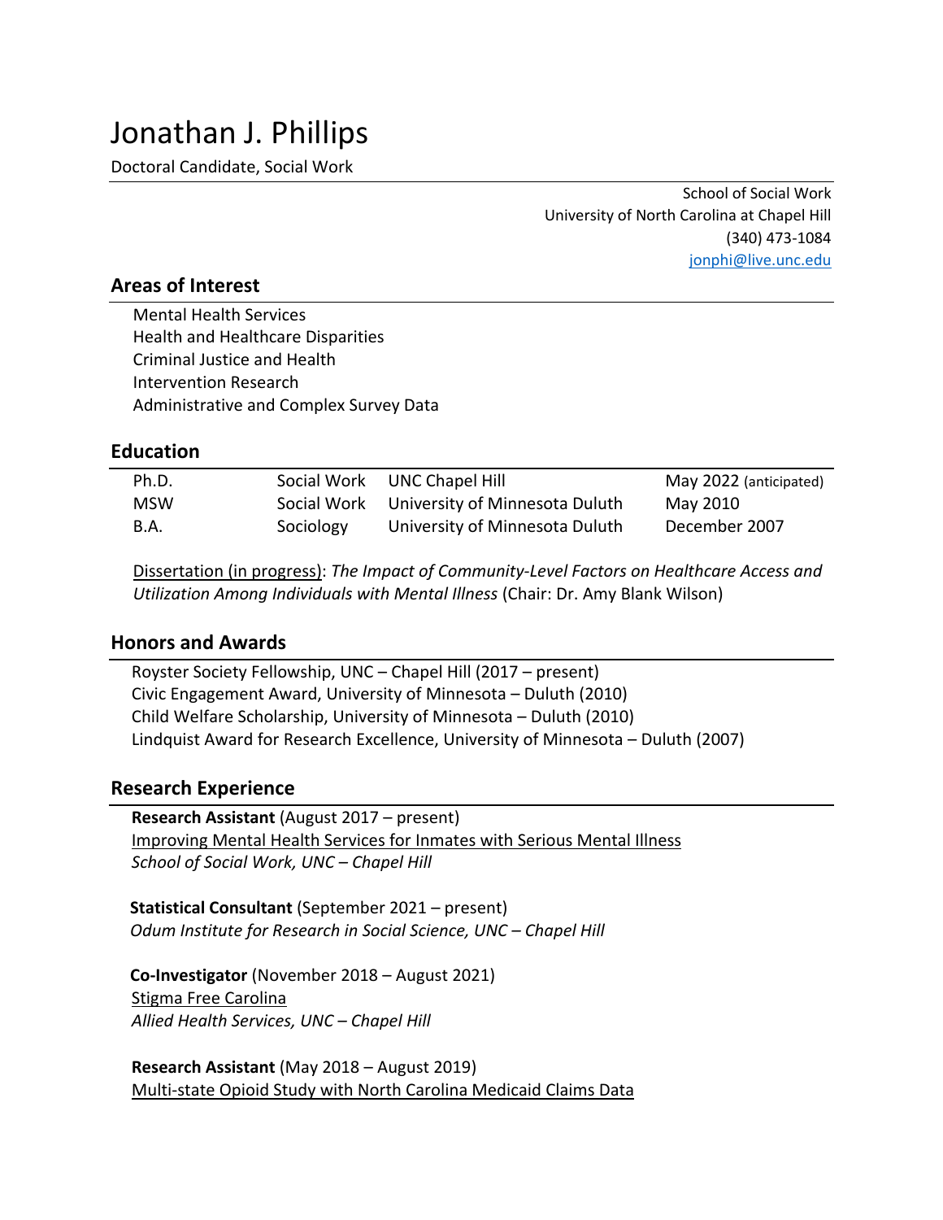# Jonathan J. Phillips

Doctoral Candidate, Social Work

School of Social Work
University of North Carolina at Chapel Hill
(340) 473-1084
jonphi@live.unc.edu

## Areas of Interest

Mental Health Services
Health and Healthcare Disparities
Criminal Justice and Health
Intervention Research
Administrative and Complex Survey Data

## Education

| Degree | Field | Institution | Date |
|---|---|---|---|
| Ph.D. | Social Work | UNC Chapel Hill | May 2022 (anticipated) |
| MSW | Social Work | University of Minnesota Duluth | May 2010 |
| B.A. | Sociology | University of Minnesota Duluth | December 2007 |

Dissertation (in progress): *The Impact of Community-Level Factors on Healthcare Access and Utilization Among Individuals with Mental Illness* (Chair: Dr. Amy Blank Wilson)

## Honors and Awards

Royster Society Fellowship, UNC – Chapel Hill (2017 – present)
Civic Engagement Award, University of Minnesota – Duluth (2010)
Child Welfare Scholarship, University of Minnesota – Duluth (2010)
Lindquist Award for Research Excellence, University of Minnesota – Duluth (2007)

## Research Experience

**Research Assistant** (August 2017 – present)
Improving Mental Health Services for Inmates with Serious Mental Illness
*School of Social Work, UNC – Chapel Hill*

**Statistical Consultant** (September 2021 – present)
*Odum Institute for Research in Social Science, UNC – Chapel Hill*

**Co-Investigator** (November 2018 – August 2021)
Stigma Free Carolina
*Allied Health Services, UNC – Chapel Hill*

**Research Assistant** (May 2018 – August 2019)
Multi-state Opioid Study with North Carolina Medicaid Claims Data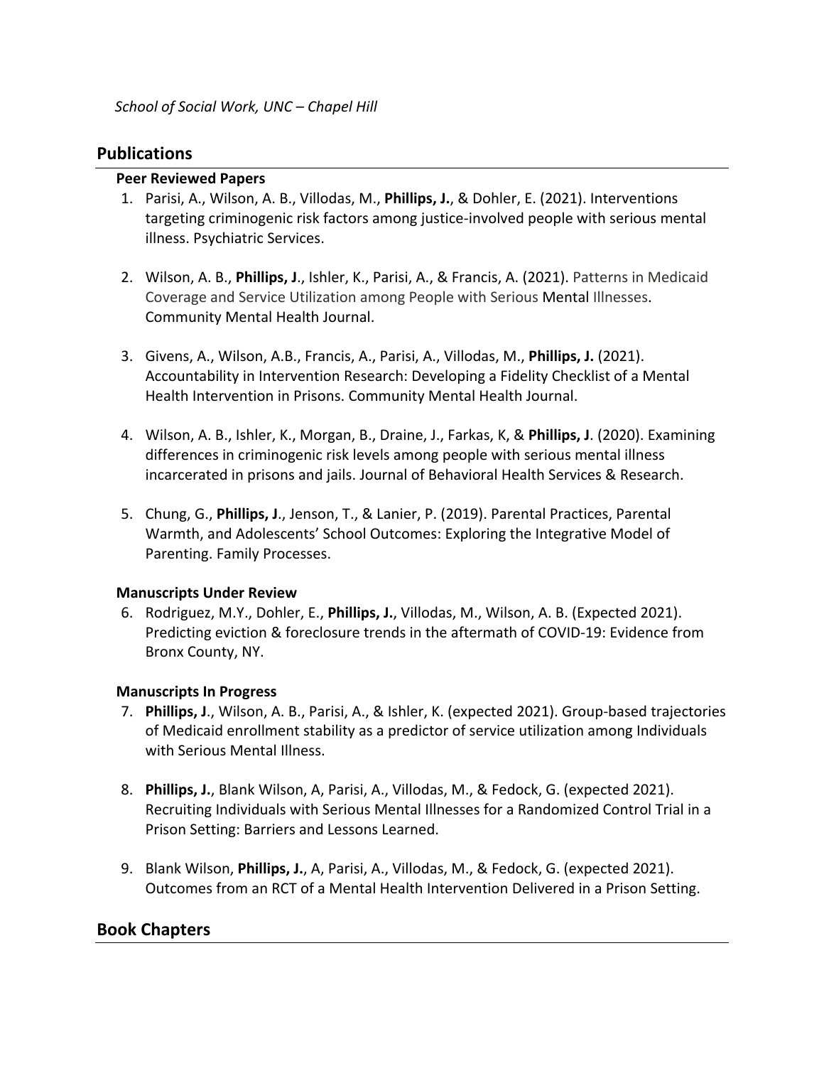*School of Social Work, UNC – Chapel Hill*

## Publications

### Peer Reviewed Papers

1. Parisi, A., Wilson, A. B., Villodas, M., **Phillips, J.**, & Dohler, E. (2021). Interventions targeting criminogenic risk factors among justice-involved people with serious mental illness. Psychiatric Services.

2. Wilson, A. B., **Phillips, J**., Ishler, K., Parisi, A., & Francis, A. (2021). Patterns in Medicaid Coverage and Service Utilization among People with Serious Mental Illnesses. Community Mental Health Journal.

3. Givens, A., Wilson, A.B., Francis, A., Parisi, A., Villodas, M., **Phillips, J.** (2021). Accountability in Intervention Research: Developing a Fidelity Checklist of a Mental Health Intervention in Prisons. Community Mental Health Journal.

4. Wilson, A. B., Ishler, K., Morgan, B., Draine, J., Farkas, K, & **Phillips, J**. (2020). Examining differences in criminogenic risk levels among people with serious mental illness incarcerated in prisons and jails. Journal of Behavioral Health Services & Research.

5. Chung, G., **Phillips, J**., Jenson, T., & Lanier, P. (2019). Parental Practices, Parental Warmth, and Adolescents' School Outcomes: Exploring the Integrative Model of Parenting. Family Processes.

### Manuscripts Under Review

6. Rodriguez, M.Y., Dohler, E., **Phillips, J.**, Villodas, M., Wilson, A. B. (Expected 2021). Predicting eviction & foreclosure trends in the aftermath of COVID-19: Evidence from Bronx County, NY.

### Manuscripts In Progress

7. **Phillips, J**., Wilson, A. B., Parisi, A., & Ishler, K. (expected 2021). Group-based trajectories of Medicaid enrollment stability as a predictor of service utilization among Individuals with Serious Mental Illness.

8. **Phillips, J.**, Blank Wilson, A, Parisi, A., Villodas, M., & Fedock, G. (expected 2021). Recruiting Individuals with Serious Mental Illnesses for a Randomized Control Trial in a Prison Setting: Barriers and Lessons Learned.

9. Blank Wilson, **Phillips, J.**, A, Parisi, A., Villodas, M., & Fedock, G. (expected 2021). Outcomes from an RCT of a Mental Health Intervention Delivered in a Prison Setting.

## Book Chapters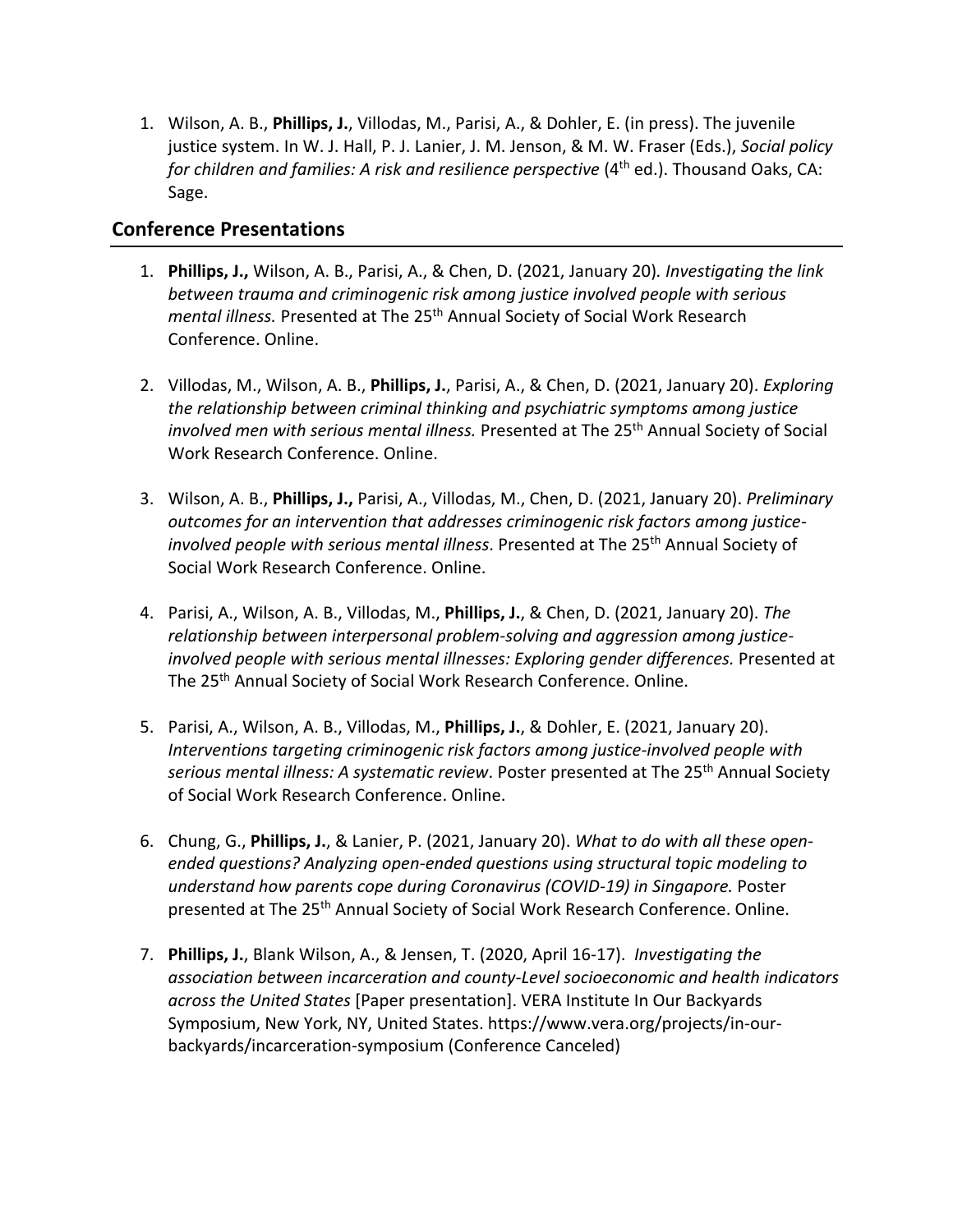1. Wilson, A. B., **Phillips, J.**, Villodas, M., Parisi, A., & Dohler, E. (in press). The juvenile justice system. In W. J. Hall, P. J. Lanier, J. M. Jenson, & M. W. Fraser (Eds.), *Social policy for children and families: A risk and resilience perspective* (4th ed.). Thousand Oaks, CA: Sage.

## Conference Presentations

1. **Phillips, J.,** Wilson, A. B., Parisi, A., & Chen, D. (2021, January 20). *Investigating the link between trauma and criminogenic risk among justice involved people with serious mental illness.* Presented at The 25th Annual Society of Social Work Research Conference. Online.

2. Villodas, M., Wilson, A. B., **Phillips, J.**, Parisi, A., & Chen, D. (2021, January 20). *Exploring the relationship between criminal thinking and psychiatric symptoms among justice involved men with serious mental illness.* Presented at The 25th Annual Society of Social Work Research Conference. Online.

3. Wilson, A. B., **Phillips, J.,** Parisi, A., Villodas, M., Chen, D. (2021, January 20). *Preliminary outcomes for an intervention that addresses criminogenic risk factors among justice-involved people with serious mental illness*. Presented at The 25th Annual Society of Social Work Research Conference. Online.

4. Parisi, A., Wilson, A. B., Villodas, M., **Phillips, J.**, & Chen, D. (2021, January 20). *The relationship between interpersonal problem-solving and aggression among justice-involved people with serious mental illnesses: Exploring gender differences.* Presented at The 25th Annual Society of Social Work Research Conference. Online.

5. Parisi, A., Wilson, A. B., Villodas, M., **Phillips, J.**, & Dohler, E. (2021, January 20). *Interventions targeting criminogenic risk factors among justice-involved people with serious mental illness: A systematic review*. Poster presented at The 25th Annual Society of Social Work Research Conference. Online.

6. Chung, G., **Phillips, J.**, & Lanier, P. (2021, January 20). *What to do with all these open-ended questions? Analyzing open-ended questions using structural topic modeling to understand how parents cope during Coronavirus (COVID-19) in Singapore.* Poster presented at The 25th Annual Society of Social Work Research Conference. Online.

7. **Phillips, J.**, Blank Wilson, A., & Jensen, T. (2020, April 16-17). *Investigating the association between incarceration and county-Level socioeconomic and health indicators across the United States* [Paper presentation]. VERA Institute In Our Backyards Symposium, New York, NY, United States. https://www.vera.org/projects/in-our-backyards/incarceration-symposium (Conference Canceled)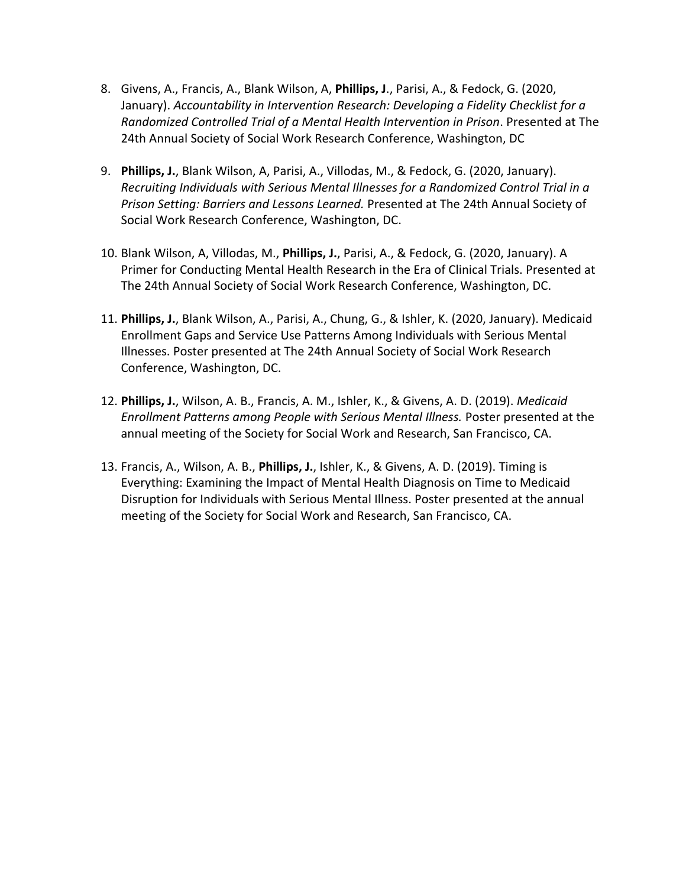8. Givens, A., Francis, A., Blank Wilson, A, **Phillips, J**., Parisi, A., & Fedock, G. (2020, January). *Accountability in Intervention Research: Developing a Fidelity Checklist for a Randomized Controlled Trial of a Mental Health Intervention in Prison*. Presented at The 24th Annual Society of Social Work Research Conference, Washington, DC

9. **Phillips, J.**, Blank Wilson, A, Parisi, A., Villodas, M., & Fedock, G. (2020, January). *Recruiting Individuals with Serious Mental Illnesses for a Randomized Control Trial in a Prison Setting: Barriers and Lessons Learned.* Presented at The 24th Annual Society of Social Work Research Conference, Washington, DC.

10. Blank Wilson, A, Villodas, M., **Phillips, J.**, Parisi, A., & Fedock, G. (2020, January). A Primer for Conducting Mental Health Research in the Era of Clinical Trials. Presented at The 24th Annual Society of Social Work Research Conference, Washington, DC.

11. **Phillips, J.**, Blank Wilson, A., Parisi, A., Chung, G., & Ishler, K. (2020, January). Medicaid Enrollment Gaps and Service Use Patterns Among Individuals with Serious Mental Illnesses. Poster presented at The 24th Annual Society of Social Work Research Conference, Washington, DC.

12. **Phillips, J.**, Wilson, A. B., Francis, A. M., Ishler, K., & Givens, A. D. (2019). *Medicaid Enrollment Patterns among People with Serious Mental Illness.* Poster presented at the annual meeting of the Society for Social Work and Research, San Francisco, CA.

13. Francis, A., Wilson, A. B., **Phillips, J.**, Ishler, K., & Givens, A. D. (2019). Timing is Everything: Examining the Impact of Mental Health Diagnosis on Time to Medicaid Disruption for Individuals with Serious Mental Illness. Poster presented at the annual meeting of the Society for Social Work and Research, San Francisco, CA.